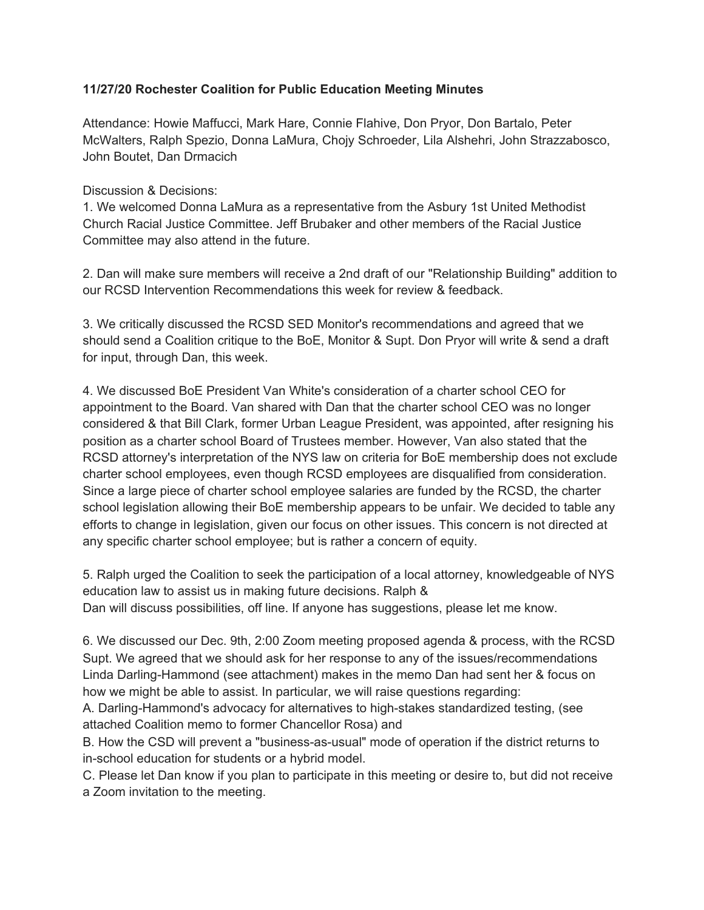**11/27/20 Rochester Coalition for Public Education Meeting Minutes**

Attendance: Howie Maffucci, Mark Hare, Connie Flahive, Don Pryor, Don Bartalo, Peter McWalters, Ralph Spezio, Donna LaMura, Chojy Schroeder, Lila Alshehri, John Strazzabosco, John Boutet, Dan Drmacich

Discussion & Decisions:

1. We welcomed Donna LaMura as a representative from the Asbury 1st United Methodist Church Racial Justice Committee. Jeff Brubaker and other members of the Racial Justice Committee may also attend in the future.

2. Dan will make sure members will receive a 2nd draft of our "Relationship Building" addition to our RCSD Intervention Recommendations this week for review & feedback.

3. We critically discussed the RCSD SED Monitor's recommendations and agreed that we should send a Coalition critique to the BoE, Monitor & Supt. Don Pryor will write & send a draft for input, through Dan, this week.

4. We discussed BoE President Van White's consideration of a charter school CEO for appointment to the Board. Van shared with Dan that the charter school CEO was no longer considered & that Bill Clark, former Urban League President, was appointed, after resigning his position as a charter school Board of Trustees member. However, Van also stated that the RCSD attorney's interpretation of the NYS law on criteria for BoE membership does not exclude charter school employees, even though RCSD employees are disqualified from consideration. Since a large piece of charter school employee salaries are funded by the RCSD, the charter school legislation allowing their BoE membership appears to be unfair. We decided to table any efforts to change in legislation, given our focus on other issues. This concern is not directed at any specific charter school employee; but is rather a concern of equity.

5. Ralph urged the Coalition to seek the participation of a local attorney, knowledgeable of NYS education law to assist us in making future decisions. Ralph & Dan will discuss possibilities, off line. If anyone has suggestions, please let me know.

6. We discussed our Dec. 9th, 2:00 Zoom meeting proposed agenda & process, with the RCSD Supt. We agreed that we should ask for her response to any of the issues/recommendations Linda Darling-Hammond (see attachment) makes in the memo Dan had sent her & focus on how we might be able to assist. In particular, we will raise questions regarding:

A. Darling-Hammond's advocacy for alternatives to high-stakes standardized testing, (see attached Coalition memo to former Chancellor Rosa) and

B. How the CSD will prevent a "business-as-usual" mode of operation if the district returns to in-school education for students or a hybrid model.

C. Please let Dan know if you plan to participate in this meeting or desire to, but did not receive a Zoom invitation to the meeting.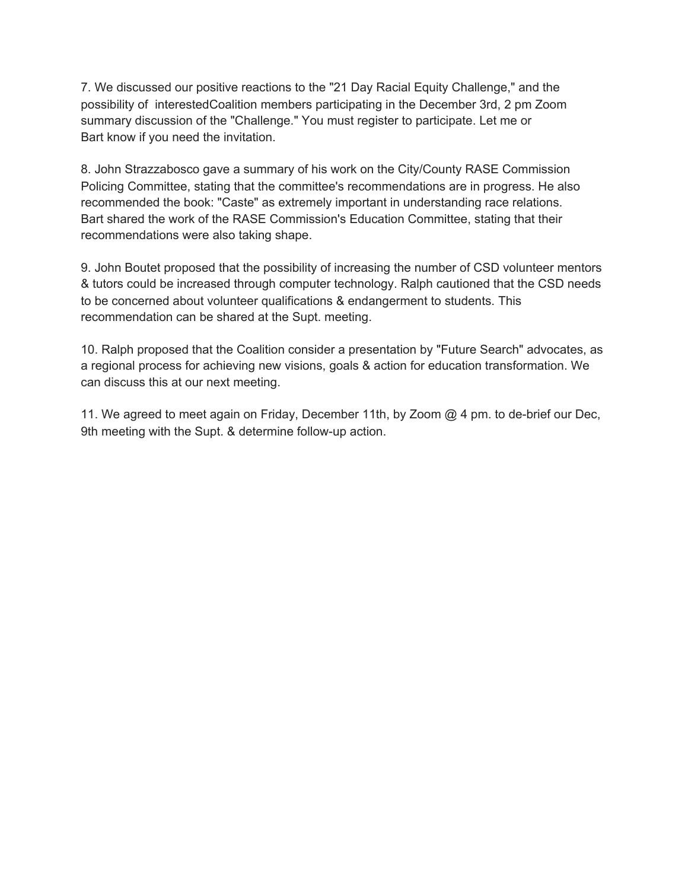7. We discussed our positive reactions to the "21 Day Racial Equity Challenge," and the possibility of interestedCoalition members participating in the December 3rd, 2 pm Zoom summary discussion of the "Challenge." You must register to participate. Let me or Bart know if you need the invitation.

8. John Strazzabosco gave a summary of his work on the City/County RASE Commission Policing Committee, stating that the committee's recommendations are in progress. He also recommended the book: "Caste" as extremely important in understanding race relations. Bart shared the work of the RASE Commission's Education Committee, stating that their recommendations were also taking shape.

9. John Boutet proposed that the possibility of increasing the number of CSD volunteer mentors & tutors could be increased through computer technology. Ralph cautioned that the CSD needs to be concerned about volunteer qualifications & endangerment to students. This recommendation can be shared at the Supt. meeting.

10. Ralph proposed that the Coalition consider a presentation by "Future Search" advocates, as a regional process for achieving new visions, goals & action for education transformation. We can discuss this at our next meeting.

11. We agreed to meet again on Friday, December 11th, by Zoom @ 4 pm. to de-brief our Dec, 9th meeting with the Supt. & determine follow-up action.